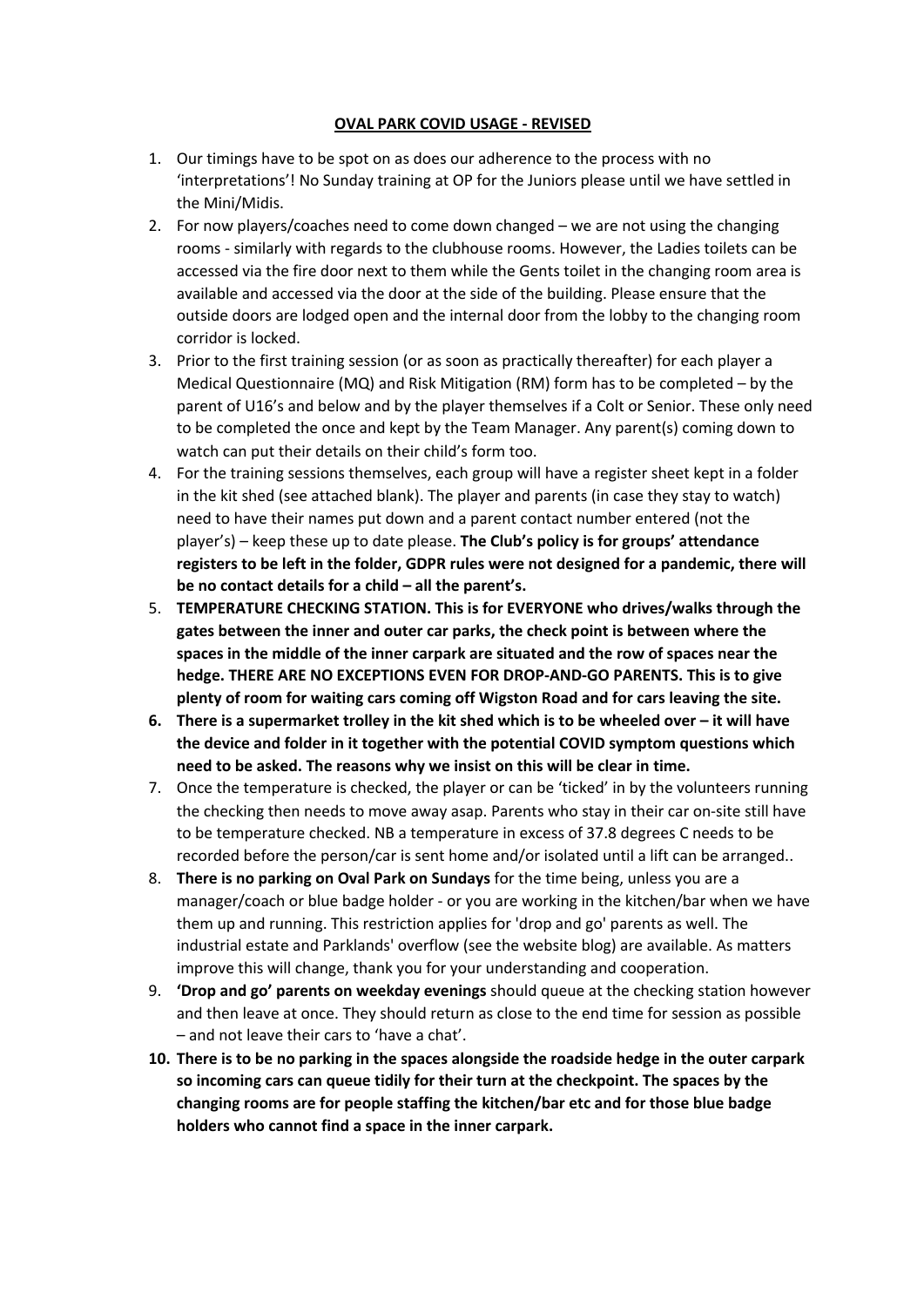**OVAL PARK COVID USAGE - REVISED**

1. Our timings have to be spot on as does our adherence to the process with no 'interpretations'! No Sunday training at OP for the Juniors please until we have settled in the Mini/Midis.
2. For now players/coaches need to come down changed – we are not using the changing rooms - similarly with regards to the clubhouse rooms. However, the Ladies toilets can be accessed via the fire door next to them while the Gents toilet in the changing room area is available and accessed via the door at the side of the building. Please ensure that the outside doors are lodged open and the internal door from the lobby to the changing room corridor is locked.
3. Prior to the first training session (or as soon as practically thereafter) for each player a Medical Questionnaire (MQ) and Risk Mitigation (RM) form has to be completed – by the parent of U16's and below and by the player themselves if a Colt or Senior. These only need to be completed the once and kept by the Team Manager. Any parent(s) coming down to watch can put their details on their child's form too.
4. For the training sessions themselves, each group will have a register sheet kept in a folder in the kit shed (see attached blank). The player and parents (in case they stay to watch) need to have their names put down and a parent contact number entered (not the player's) – keep these up to date please. **The Club's policy is for groups' attendance registers to be left in the folder, GDPR rules were not designed for a pandemic, there will be no contact details for a child – all the parent's.**
5. **TEMPERATURE CHECKING STATION. This is for EVERYONE who drives/walks through the gates between the inner and outer car parks, the check point is between where the spaces in the middle of the inner carpark are situated and the row of spaces near the hedge. THERE ARE NO EXCEPTIONS EVEN FOR DROP-AND-GO PARENTS. This is to give plenty of room for waiting cars coming off Wigston Road and for cars leaving the site.**
6. **There is a supermarket trolley in the kit shed which is to be wheeled over – it will have the device and folder in it together with the potential COVID symptom questions which need to be asked. The reasons why we insist on this will be clear in time.**
7. Once the temperature is checked, the player or can be 'ticked' in by the volunteers running the checking then needs to move away asap. Parents who stay in their car on-site still have to be temperature checked. NB a temperature in excess of 37.8 degrees C needs to be recorded before the person/car is sent home and/or isolated until a lift can be arranged..
8. **There is no parking on Oval Park on Sundays** for the time being, unless you are a manager/coach or blue badge holder - or you are working in the kitchen/bar when we have them up and running. This restriction applies for 'drop and go' parents as well. The industrial estate and Parklands' overflow (see the website blog) are available. As matters improve this will change, thank you for your understanding and cooperation.
9. **'Drop and go' parents on weekday evenings** should queue at the checking station however and then leave at once. They should return as close to the end time for session as possible – and not leave their cars to 'have a chat'.
10. **There is to be no parking in the spaces alongside the roadside hedge in the outer carpark so incoming cars can queue tidily for their turn at the checkpoint. The spaces by the changing rooms are for people staffing the kitchen/bar etc and for those blue badge holders who cannot find a space in the inner carpark.**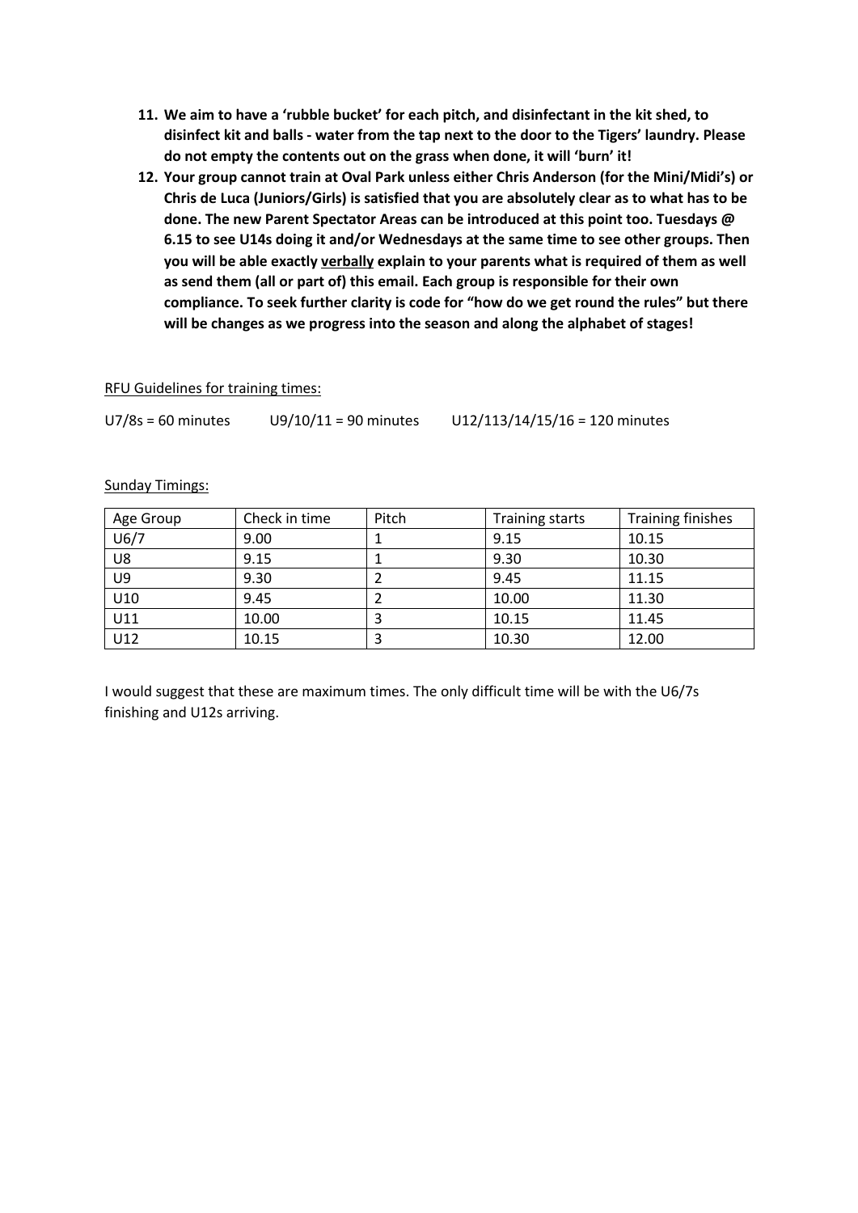11. **We aim to have a 'rubble bucket' for each pitch, and disinfectant in the kit shed, to disinfect kit and balls - water from the tap next to the door to the Tigers' laundry. Please do not empty the contents out on the grass when done, it will 'burn' it!**
12. **Your group cannot train at Oval Park unless either Chris Anderson (for the Mini/Midi's) or Chris de Luca (Juniors/Girls) is satisfied that you are absolutely clear as to what has to be done. The new Parent Spectator Areas can be introduced at this point too. Tuesdays @ 6.15 to see U14s doing it and/or Wednesdays at the same time to see other groups. Then you will be able exactly verbally explain to your parents what is required of them as well as send them (all or part of) this email. Each group is responsible for their own compliance. To seek further clarity is code for "how do we get round the rules" but there will be changes as we progress into the season and along the alphabet of stages!**

RFU Guidelines for training times:

U7/8s = 60 minutes U9/10/11 = 90 minutes U12/113/14/15/16 = 120 minutes

Sunday Timings:

| Age Group | Check in time | Pitch | Training starts | Training finishes |
|---|---|---|---|---|
| U6/7 | 9.00 | 1 | 9.15 | 10.15 |
| U8 | 9.15 | 1 | 9.30 | 10.30 |
| U9 | 9.30 | 2 | 9.45 | 11.15 |
| U10 | 9.45 | 2 | 10.00 | 11.30 |
| U11 | 10.00 | 3 | 10.15 | 11.45 |
| U12 | 10.15 | 3 | 10.30 | 12.00 |

I would suggest that these are maximum times. The only difficult time will be with the U6/7s finishing and U12s arriving.